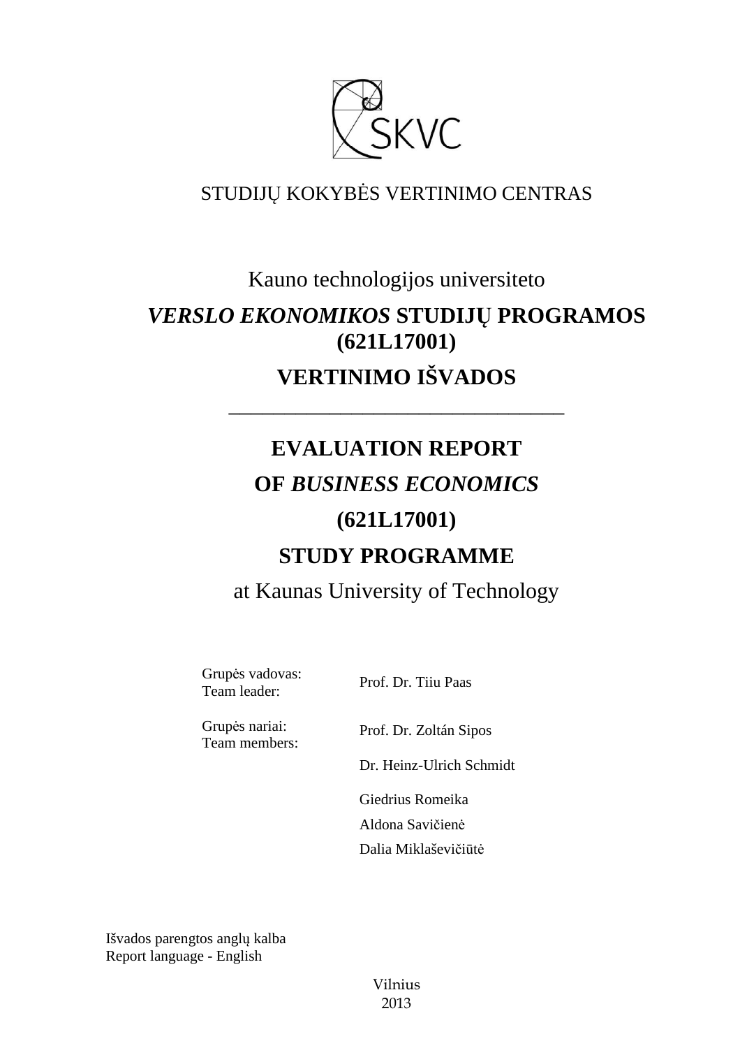SKVC

STUDIJŲ KOKYBĖS VERTINIMO CENTRAS

Kauno technologijos universiteto

# *VERSLO EKONOMIKOS* STUDIJŲ PROGRAMOS (621L17001)

# VERTINIMO IŠVADOS

---

# EVALUATION REPORT

# OF *BUSINESS ECONOMICS*

# (621L17001)

# STUDY PROGRAMME

at Kaunas University of Technology

| | |
|---|---|
| Grupės vadovas:<br>Team leader: | Prof. Dr. Tiiu Paas |
| Grupės nariai:<br>Team members: | Prof. Dr. Zoltán Sipos |
| | Dr. Heinz-Ulrich Schmidt |
| | Giedrius Romeika |
| | Aldona Savičienė |
| | Dalia Miklaševičiūtė |

Išvados parengtos anglų kalba
Report language - English

Vilnius
2013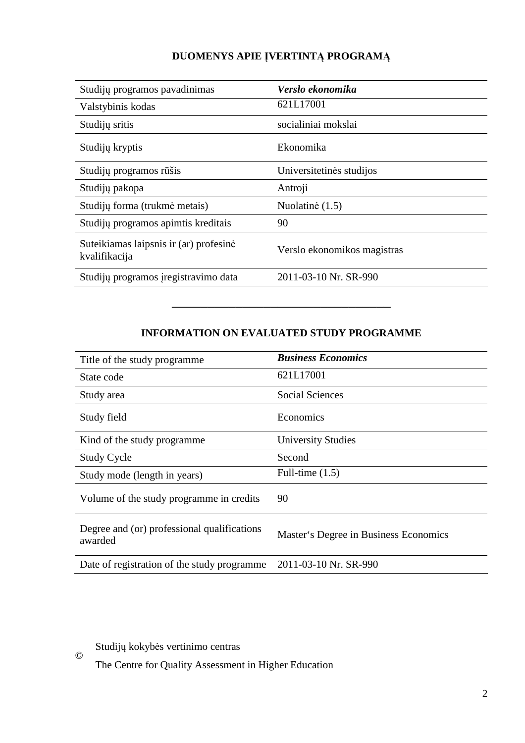**DUOMENYS APIE ĮVERTINTĄ PROGRAMĄ**

| | |
|---|---|
| Studijų programos pavadinimas | ***Verslo ekonomika*** |
| Valstybinis kodas | 621L17001 |
| Studijų sritis | socialiniai mokslai |
| Studijų kryptis | Ekonomika |
| Studijų programos rūšis | Universitetinės studijos |
| Studijų pakopa | Antroji |
| Studijų forma (trukmė metais) | Nuolatinė (1.5) |
| Studijų programos apimtis kreditais | 90 |
| Suteikiamas laipsnis ir (ar) profesinė kvalifikacija | Verslo ekonomikos magistras |
| Studijų programos įregistravimo data | 2011-03-10 Nr. SR-990 |

---

**INFORMATION ON EVALUATED STUDY PROGRAMME**

| | |
|---|---|
| Title of the study programme | ***Business Economics*** |
| State code | 621L17001 |
| Study area | Social Sciences |
| Study field | Economics |
| Kind of the study programme | University Studies |
| Study Cycle | Second |
| Study mode (length in years) | Full-time (1.5) |
| Volume of the study programme in credits | 90 |
| Degree and (or) professional qualifications awarded | Master‘s Degree in Business Economics |
| Date of registration of the study programme | 2011-03-10 Nr. SR-990 |

© Studijų kokybės vertinimo centras
The Centre for Quality Assessment in Higher Education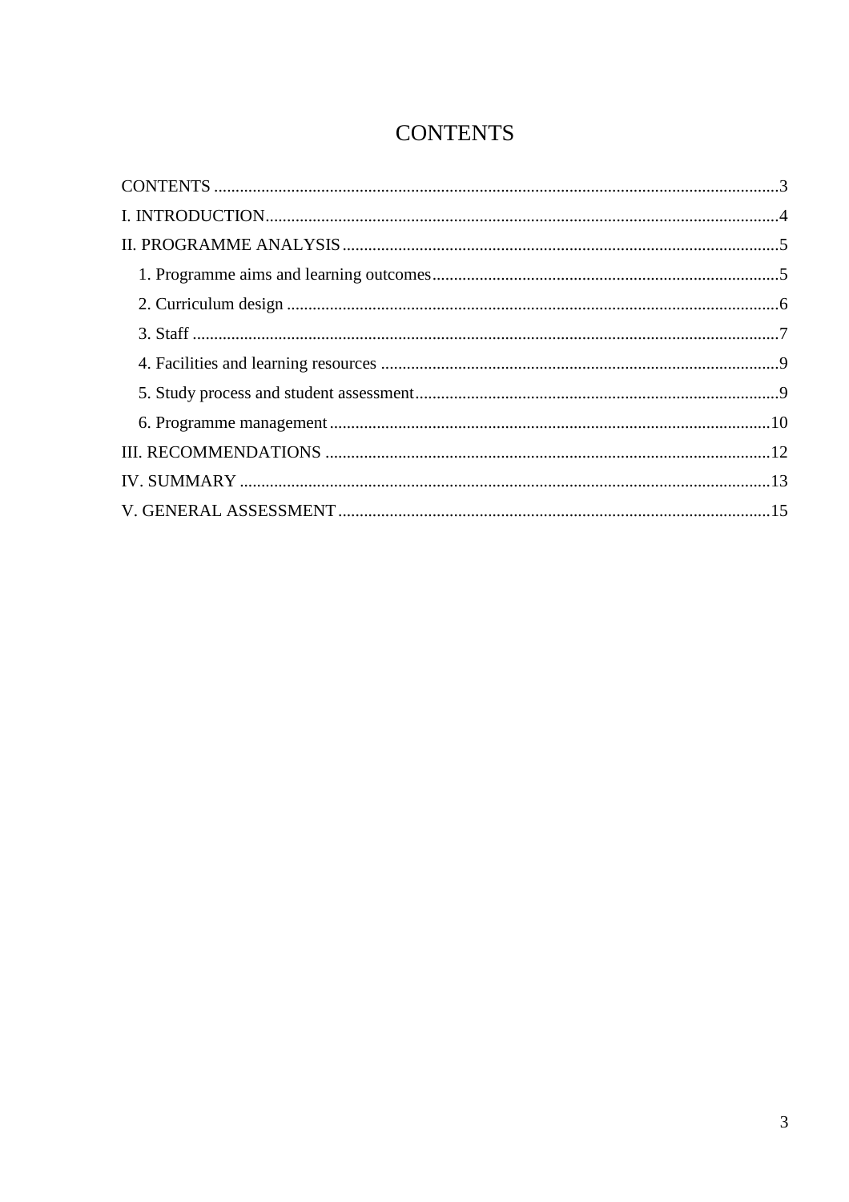# CONTENTS

CONTENTS ........................................................................................................................3

I. INTRODUCTION...............................................................................................................4

II. PROGRAMME ANALYSIS ..............................................................................................5

  1. Programme aims and learning outcomes...........................................................................5

  2. Curriculum design .............................................................................................................6

  3. Staff ....................................................................................................................................7

  4. Facilities and learning resources ........................................................................................9

  5. Study process and student assessment.................................................................................9

  6. Programme management...................................................................................................10

III. RECOMMENDATIONS .................................................................................................12

IV. SUMMARY .....................................................................................................................13

V. GENERAL ASSESSMENT ..............................................................................................15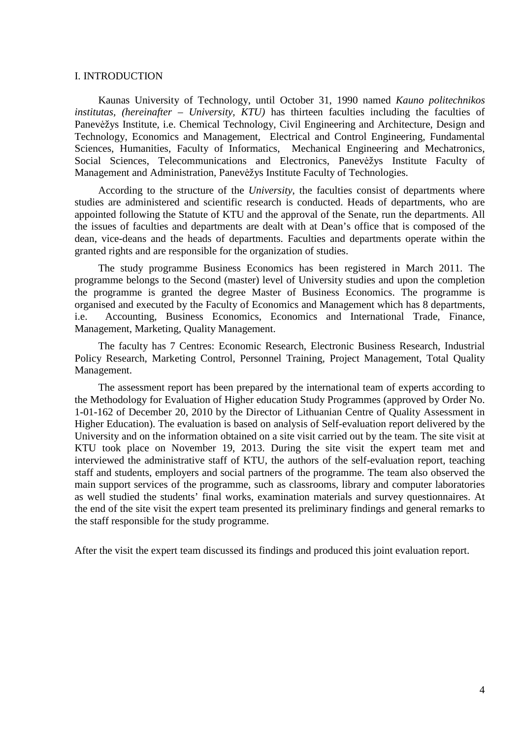## I. INTRODUCTION

Kaunas University of Technology, until October 31, 1990 named *Kauno politechnikos institutas, (hereinafter – University, KTU)* has thirteen faculties including the faculties of Panevėžys Institute, i.e. Chemical Technology, Civil Engineering and Architecture, Design and Technology, Economics and Management, Electrical and Control Engineering, Fundamental Sciences, Humanities, Faculty of Informatics, Mechanical Engineering and Mechatronics, Social Sciences, Telecommunications and Electronics, Panevėžys Institute Faculty of Management and Administration, Panevėžys Institute Faculty of Technologies.

According to the structure of the *University*, the faculties consist of departments where studies are administered and scientific research is conducted. Heads of departments, who are appointed following the Statute of KTU and the approval of the Senate, run the departments. All the issues of faculties and departments are dealt with at Dean's office that is composed of the dean, vice-deans and the heads of departments. Faculties and departments operate within the granted rights and are responsible for the organization of studies.

The study programme Business Economics has been registered in March 2011. The programme belongs to the Second (master) level of University studies and upon the completion the programme is granted the degree Master of Business Economics. The programme is organised and executed by the Faculty of Economics and Management which has 8 departments, i.e. Accounting, Business Economics, Economics and International Trade, Finance, Management, Marketing, Quality Management.

The faculty has 7 Centres: Economic Research, Electronic Business Research, Industrial Policy Research, Marketing Control, Personnel Training, Project Management, Total Quality Management.

The assessment report has been prepared by the international team of experts according to the Methodology for Evaluation of Higher education Study Programmes (approved by Order No. 1-01-162 of December 20, 2010 by the Director of Lithuanian Centre of Quality Assessment in Higher Education). The evaluation is based on analysis of Self-evaluation report delivered by the University and on the information obtained on a site visit carried out by the team. The site visit at KTU took place on November 19, 2013. During the site visit the expert team met and interviewed the administrative staff of KTU, the authors of the self-evaluation report, teaching staff and students, employers and social partners of the programme. The team also observed the main support services of the programme, such as classrooms, library and computer laboratories as well studied the students' final works, examination materials and survey questionnaires. At the end of the site visit the expert team presented its preliminary findings and general remarks to the staff responsible for the study programme.

After the visit the expert team discussed its findings and produced this joint evaluation report.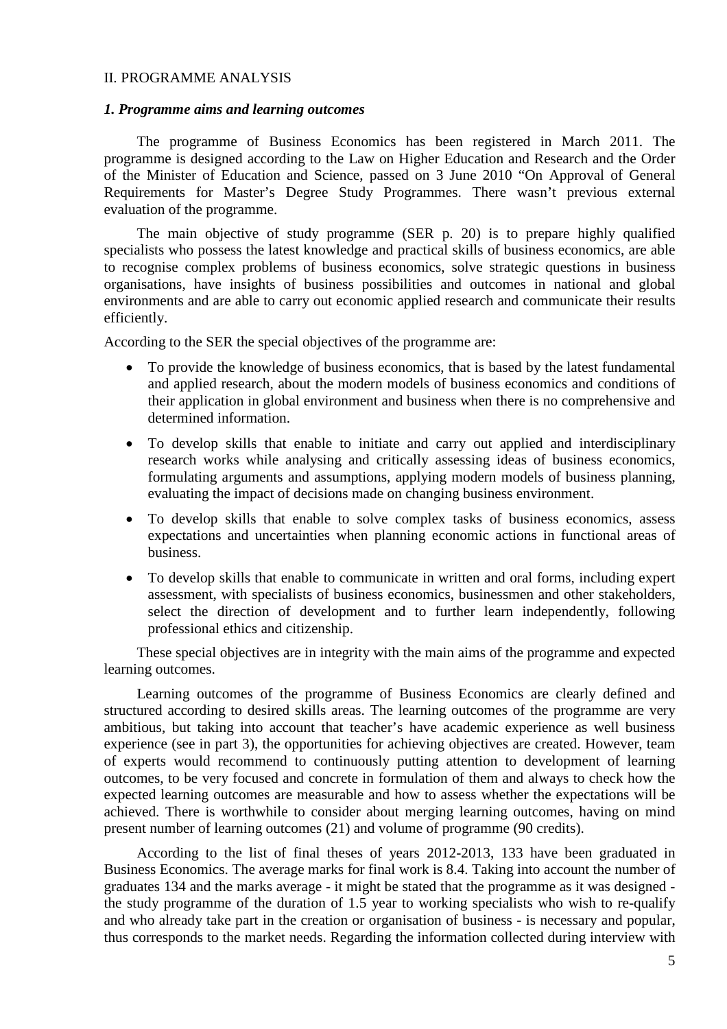## II. PROGRAMME ANALYSIS

### *1. Programme aims and learning outcomes*

The programme of Business Economics has been registered in March 2011. The programme is designed according to the Law on Higher Education and Research and the Order of the Minister of Education and Science, passed on 3 June 2010 "On Approval of General Requirements for Master's Degree Study Programmes. There wasn't previous external evaluation of the programme.

The main objective of study programme (SER p. 20) is to prepare highly qualified specialists who possess the latest knowledge and practical skills of business economics, are able to recognise complex problems of business economics, solve strategic questions in business organisations, have insights of business possibilities and outcomes in national and global environments and are able to carry out economic applied research and communicate their results efficiently.

According to the SER the special objectives of the programme are:

- To provide the knowledge of business economics, that is based by the latest fundamental and applied research, about the modern models of business economics and conditions of their application in global environment and business when there is no comprehensive and determined information.
- To develop skills that enable to initiate and carry out applied and interdisciplinary research works while analysing and critically assessing ideas of business economics, formulating arguments and assumptions, applying modern models of business planning, evaluating the impact of decisions made on changing business environment.
- To develop skills that enable to solve complex tasks of business economics, assess expectations and uncertainties when planning economic actions in functional areas of business.
- To develop skills that enable to communicate in written and oral forms, including expert assessment, with specialists of business economics, businessmen and other stakeholders, select the direction of development and to further learn independently, following professional ethics and citizenship.

These special objectives are in integrity with the main aims of the programme and expected learning outcomes.

Learning outcomes of the programme of Business Economics are clearly defined and structured according to desired skills areas. The learning outcomes of the programme are very ambitious, but taking into account that teacher's have academic experience as well business experience (see in part 3), the opportunities for achieving objectives are created. However, team of experts would recommend to continuously putting attention to development of learning outcomes, to be very focused and concrete in formulation of them and always to check how the expected learning outcomes are measurable and how to assess whether the expectations will be achieved. There is worthwhile to consider about merging learning outcomes, having on mind present number of learning outcomes (21) and volume of programme (90 credits).

According to the list of final theses of years 2012-2013, 133 have been graduated in Business Economics. The average marks for final work is 8.4. Taking into account the number of graduates 134 and the marks average - it might be stated that the programme as it was designed - the study programme of the duration of 1.5 year to working specialists who wish to re-qualify and who already take part in the creation or organisation of business - is necessary and popular, thus corresponds to the market needs. Regarding the information collected during interview with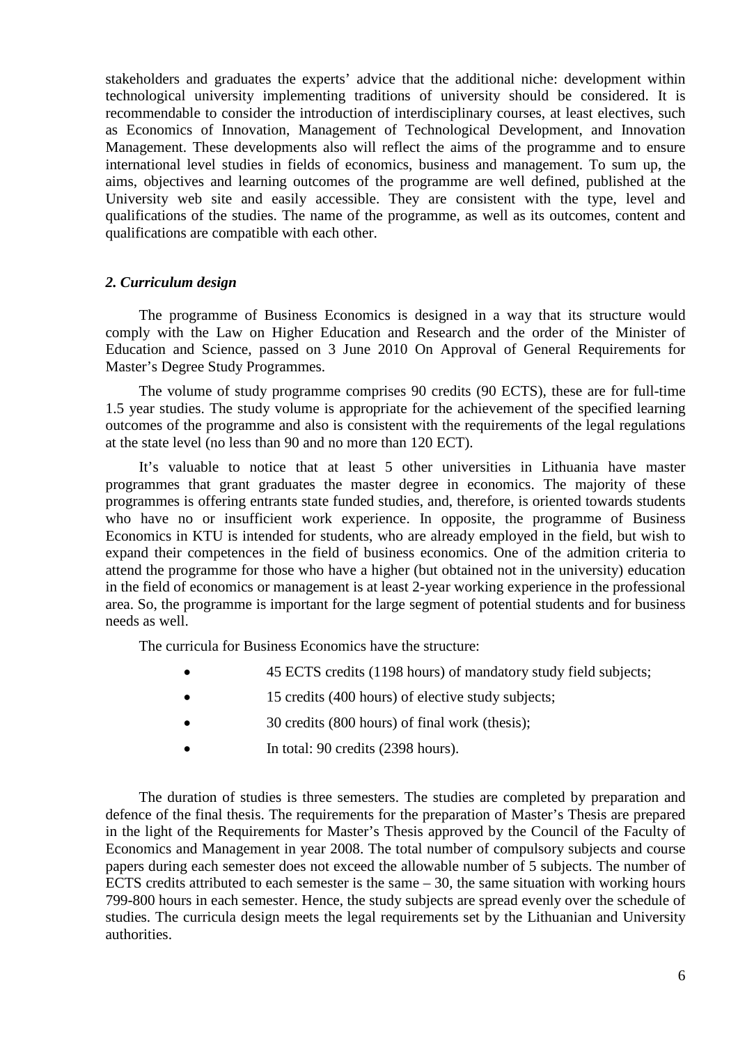stakeholders and graduates the experts' advice that the additional niche: development within technological university implementing traditions of university should be considered. It is recommendable to consider the introduction of interdisciplinary courses, at least electives, such as Economics of Innovation, Management of Technological Development, and Innovation Management. These developments also will reflect the aims of the programme and to ensure international level studies in fields of economics, business and management. To sum up, the aims, objectives and learning outcomes of the programme are well defined, published at the University web site and easily accessible. They are consistent with the type, level and qualifications of the studies. The name of the programme, as well as its outcomes, content and qualifications are compatible with each other.

### *2. Curriculum design*

The programme of Business Economics is designed in a way that its structure would comply with the Law on Higher Education and Research and the order of the Minister of Education and Science, passed on 3 June 2010 On Approval of General Requirements for Master's Degree Study Programmes.

The volume of study programme comprises 90 credits (90 ECTS), these are for full-time 1.5 year studies. The study volume is appropriate for the achievement of the specified learning outcomes of the programme and also is consistent with the requirements of the legal regulations at the state level (no less than 90 and no more than 120 ECT).

It's valuable to notice that at least 5 other universities in Lithuania have master programmes that grant graduates the master degree in economics. The majority of these programmes is offering entrants state funded studies, and, therefore, is oriented towards students who have no or insufficient work experience. In opposite, the programme of Business Economics in KTU is intended for students, who are already employed in the field, but wish to expand their competences in the field of business economics. One of the admition criteria to attend the programme for those who have a higher (but obtained not in the university) education in the field of economics or management is at least 2-year working experience in the professional area. So, the programme is important for the large segment of potential students and for business needs as well.

The curricula for Business Economics have the structure:

- 45 ECTS credits (1198 hours) of mandatory study field subjects;
- 15 credits (400 hours) of elective study subjects;
- 30 credits (800 hours) of final work (thesis);
- In total: 90 credits (2398 hours).

The duration of studies is three semesters. The studies are completed by preparation and defence of the final thesis. The requirements for the preparation of Master's Thesis are prepared in the light of the Requirements for Master's Thesis approved by the Council of the Faculty of Economics and Management in year 2008. The total number of compulsory subjects and course papers during each semester does not exceed the allowable number of 5 subjects. The number of ECTS credits attributed to each semester is the same – 30, the same situation with working hours 799-800 hours in each semester. Hence, the study subjects are spread evenly over the schedule of studies. The curricula design meets the legal requirements set by the Lithuanian and University authorities.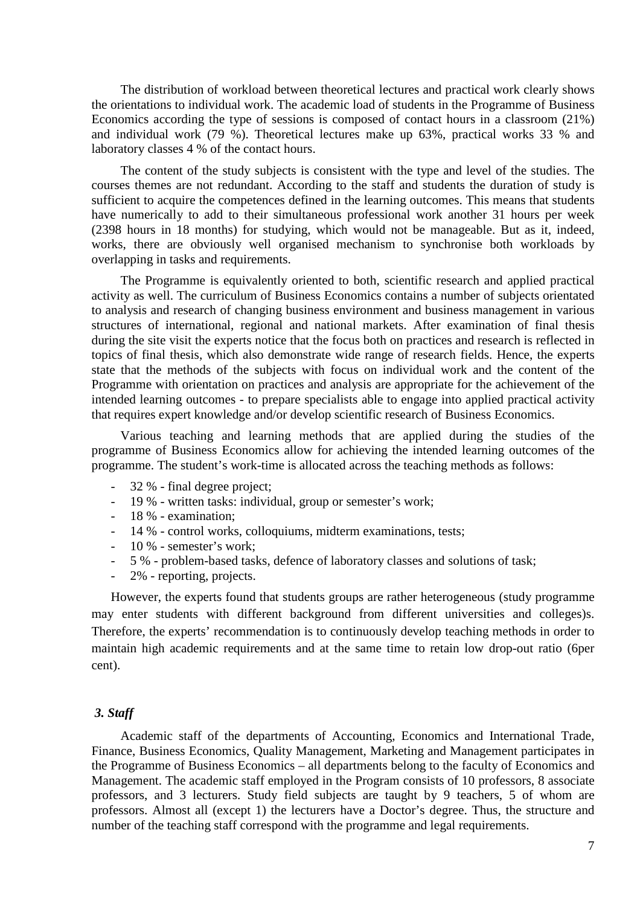The distribution of workload between theoretical lectures and practical work clearly shows the orientations to individual work. The academic load of students in the Programme of Business Economics according the type of sessions is composed of contact hours in a classroom (21%) and individual work (79 %). Theoretical lectures make up 63%, practical works 33 % and laboratory classes 4 % of the contact hours.

The content of the study subjects is consistent with the type and level of the studies. The courses themes are not redundant. According to the staff and students the duration of study is sufficient to acquire the competences defined in the learning outcomes. This means that students have numerically to add to their simultaneous professional work another 31 hours per week (2398 hours in 18 months) for studying, which would not be manageable. But as it, indeed, works, there are obviously well organised mechanism to synchronise both workloads by overlapping in tasks and requirements.

The Programme is equivalently oriented to both, scientific research and applied practical activity as well. The curriculum of Business Economics contains a number of subjects orientated to analysis and research of changing business environment and business management in various structures of international, regional and national markets. After examination of final thesis during the site visit the experts notice that the focus both on practices and research is reflected in topics of final thesis, which also demonstrate wide range of research fields. Hence, the experts state that the methods of the subjects with focus on individual work and the content of the Programme with orientation on practices and analysis are appropriate for the achievement of the intended learning outcomes - to prepare specialists able to engage into applied practical activity that requires expert knowledge and/or develop scientific research of Business Economics.

Various teaching and learning methods that are applied during the studies of the programme of Business Economics allow for achieving the intended learning outcomes of the programme. The student's work-time is allocated across the teaching methods as follows:

- 32 % - final degree project;
- 19 % - written tasks: individual, group or semester's work;
- 18 % - examination;
- 14 % - control works, colloquiums, midterm examinations, tests;
- 10 % - semester's work;
- 5 % - problem-based tasks, defence of laboratory classes and solutions of task;
- 2% - reporting, projects.

However, the experts found that students groups are rather heterogeneous (study programme may enter students with different background from different universities and colleges)s. Therefore, the experts' recommendation is to continuously develop teaching methods in order to maintain high academic requirements and at the same time to retain low drop-out ratio (6per cent).

### *3. Staff*

Academic staff of the departments of Accounting, Economics and International Trade, Finance, Business Economics, Quality Management, Marketing and Management participates in the Programme of Business Economics – all departments belong to the faculty of Economics and Management. The academic staff employed in the Program consists of 10 professors, 8 associate professors, and 3 lecturers. Study field subjects are taught by 9 teachers, 5 of whom are professors. Almost all (except 1) the lecturers have a Doctor's degree. Thus, the structure and number of the teaching staff correspond with the programme and legal requirements.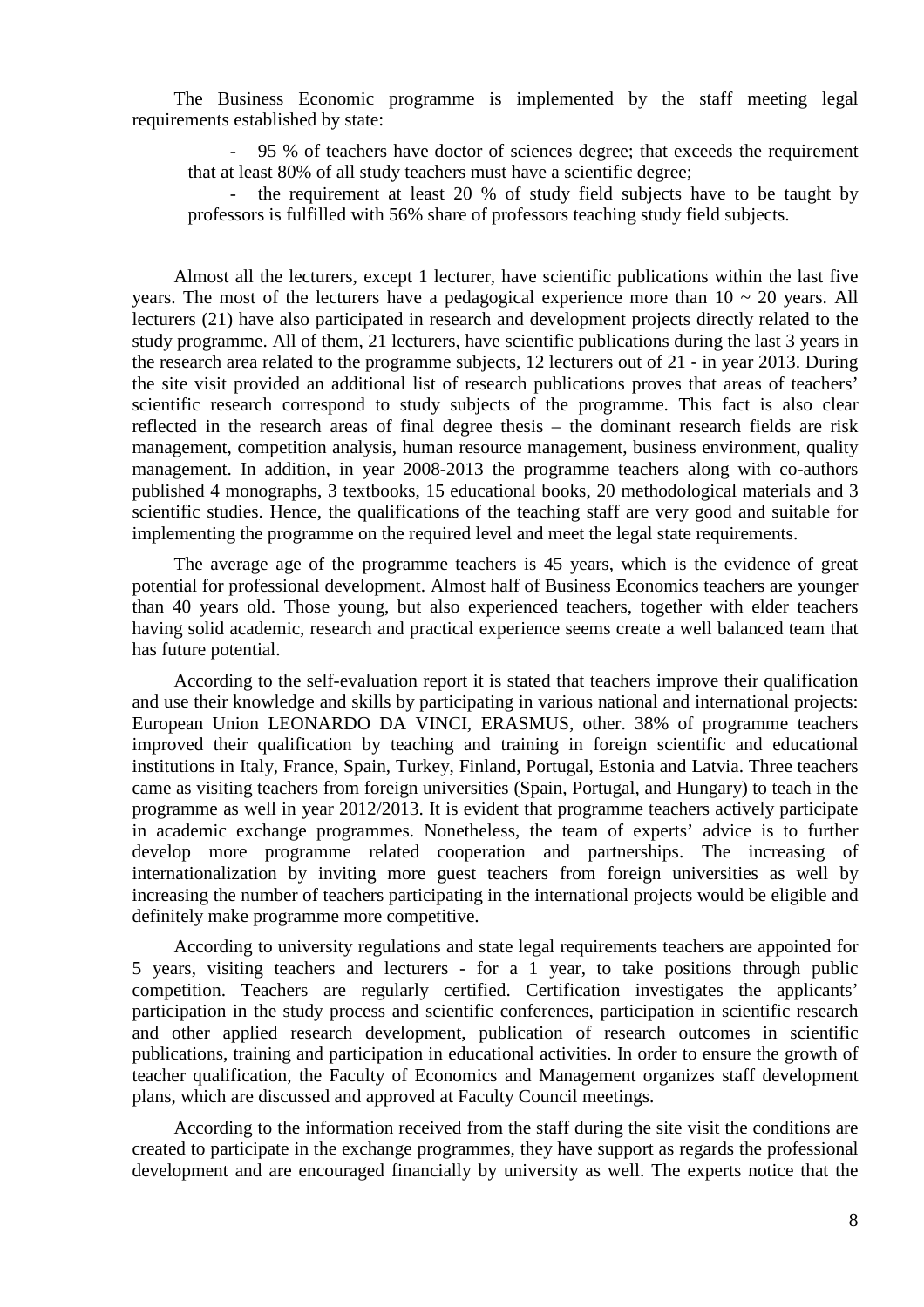The Business Economic programme is implemented by the staff meeting legal requirements established by state:

- 95 % of teachers have doctor of sciences degree; that exceeds the requirement that at least 80% of all study teachers must have a scientific degree;
- the requirement at least 20 % of study field subjects have to be taught by professors is fulfilled with 56% share of professors teaching study field subjects.

Almost all the lecturers, except 1 lecturer, have scientific publications within the last five years. The most of the lecturers have a pedagogical experience more than 10 ~ 20 years. All lecturers (21) have also participated in research and development projects directly related to the study programme. All of them, 21 lecturers, have scientific publications during the last 3 years in the research area related to the programme subjects, 12 lecturers out of 21 - in year 2013. During the site visit provided an additional list of research publications proves that areas of teachers' scientific research correspond to study subjects of the programme. This fact is also clear reflected in the research areas of final degree thesis – the dominant research fields are risk management, competition analysis, human resource management, business environment, quality management. In addition, in year 2008-2013 the programme teachers along with co-authors published 4 monographs, 3 textbooks, 15 educational books, 20 methodological materials and 3 scientific studies. Hence, the qualifications of the teaching staff are very good and suitable for implementing the programme on the required level and meet the legal state requirements.

The average age of the programme teachers is 45 years, which is the evidence of great potential for professional development. Almost half of Business Economics teachers are younger than 40 years old. Those young, but also experienced teachers, together with elder teachers having solid academic, research and practical experience seems create a well balanced team that has future potential.

According to the self-evaluation report it is stated that teachers improve their qualification and use their knowledge and skills by participating in various national and international projects: European Union LEONARDO DA VINCI, ERASMUS, other. 38% of programme teachers improved their qualification by teaching and training in foreign scientific and educational institutions in Italy, France, Spain, Turkey, Finland, Portugal, Estonia and Latvia. Three teachers came as visiting teachers from foreign universities (Spain, Portugal, and Hungary) to teach in the programme as well in year 2012/2013. It is evident that programme teachers actively participate in academic exchange programmes. Nonetheless, the team of experts' advice is to further develop more programme related cooperation and partnerships. The increasing of internationalization by inviting more guest teachers from foreign universities as well by increasing the number of teachers participating in the international projects would be eligible and definitely make programme more competitive.

According to university regulations and state legal requirements teachers are appointed for 5 years, visiting teachers and lecturers - for a 1 year, to take positions through public competition. Teachers are regularly certified. Certification investigates the applicants' participation in the study process and scientific conferences, participation in scientific research and other applied research development, publication of research outcomes in scientific publications, training and participation in educational activities. In order to ensure the growth of teacher qualification, the Faculty of Economics and Management organizes staff development plans, which are discussed and approved at Faculty Council meetings.

According to the information received from the staff during the site visit the conditions are created to participate in the exchange programmes, they have support as regards the professional development and are encouraged financially by university as well. The experts notice that the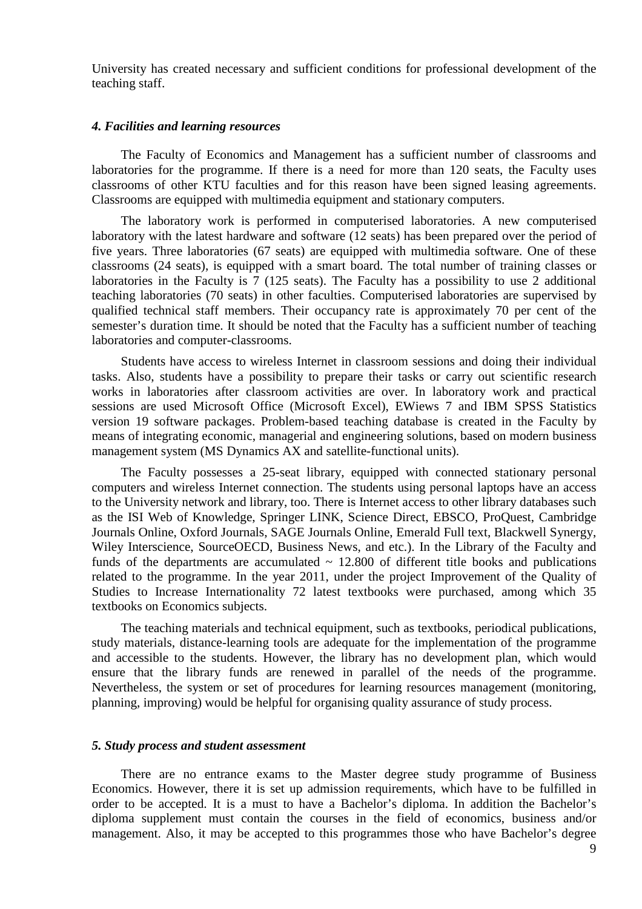University has created necessary and sufficient conditions for professional development of the teaching staff.

### *4. Facilities and learning resources*

The Faculty of Economics and Management has a sufficient number of classrooms and laboratories for the programme. If there is a need for more than 120 seats, the Faculty uses classrooms of other KTU faculties and for this reason have been signed leasing agreements. Classrooms are equipped with multimedia equipment and stationary computers.

The laboratory work is performed in computerised laboratories. A new computerised laboratory with the latest hardware and software (12 seats) has been prepared over the period of five years. Three laboratories (67 seats) are equipped with multimedia software. One of these classrooms (24 seats), is equipped with a smart board. The total number of training classes or laboratories in the Faculty is 7 (125 seats). The Faculty has a possibility to use 2 additional teaching laboratories (70 seats) in other faculties. Computerised laboratories are supervised by qualified technical staff members. Their occupancy rate is approximately 70 per cent of the semester's duration time. It should be noted that the Faculty has a sufficient number of teaching laboratories and computer-classrooms.

Students have access to wireless Internet in classroom sessions and doing their individual tasks. Also, students have a possibility to prepare their tasks or carry out scientific research works in laboratories after classroom activities are over. In laboratory work and practical sessions are used Microsoft Office (Microsoft Excel), EWiews 7 and IBM SPSS Statistics version 19 software packages. Problem-based teaching database is created in the Faculty by means of integrating economic, managerial and engineering solutions, based on modern business management system (MS Dynamics AX and satellite-functional units).

The Faculty possesses a 25-seat library, equipped with connected stationary personal computers and wireless Internet connection. The students using personal laptops have an access to the University network and library, too. There is Internet access to other library databases such as the ISI Web of Knowledge, Springer LINK, Science Direct, EBSCO, ProQuest, Cambridge Journals Online, Oxford Journals, SAGE Journals Online, Emerald Full text, Blackwell Synergy, Wiley Interscience, SourceOECD, Business News, and etc.). In the Library of the Faculty and funds of the departments are accumulated ~ 12.800 of different title books and publications related to the programme. In the year 2011, under the project Improvement of the Quality of Studies to Increase Internationality 72 latest textbooks were purchased, among which 35 textbooks on Economics subjects.

The teaching materials and technical equipment, such as textbooks, periodical publications, study materials, distance-learning tools are adequate for the implementation of the programme and accessible to the students. However, the library has no development plan, which would ensure that the library funds are renewed in parallel of the needs of the programme. Nevertheless, the system or set of procedures for learning resources management (monitoring, planning, improving) would be helpful for organising quality assurance of study process.

### *5. Study process and student assessment*

There are no entrance exams to the Master degree study programme of Business Economics. However, there it is set up admission requirements, which have to be fulfilled in order to be accepted. It is a must to have a Bachelor's diploma. In addition the Bachelor's diploma supplement must contain the courses in the field of economics, business and/or management. Also, it may be accepted to this programmes those who have Bachelor's degree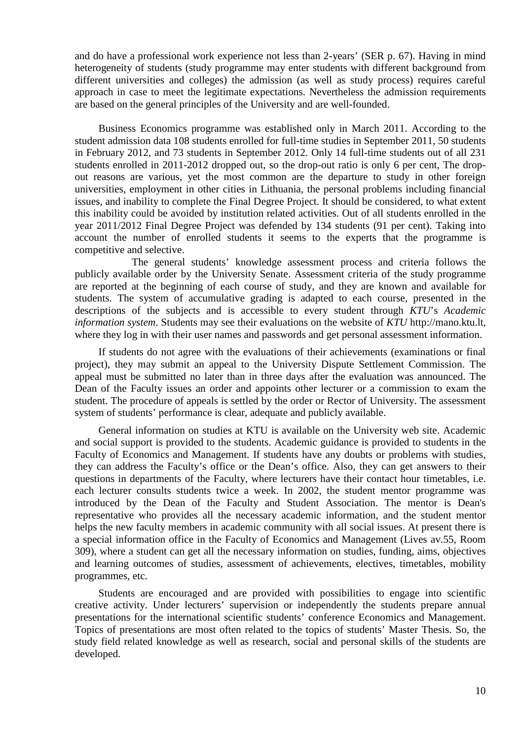and do have a professional work experience not less than 2-years' (SER p. 67). Having in mind heterogeneity of students (study programme may enter students with different background from different universities and colleges) the admission (as well as study process) requires careful approach in case to meet the legitimate expectations. Nevertheless the admission requirements are based on the general principles of the University and are well-founded.

Business Economics programme was established only in March 2011. According to the student admission data 108 students enrolled for full-time studies in September 2011, 50 students in February 2012, and 73 students in September 2012. Only 14 full-time students out of all 231 students enrolled in 2011-2012 dropped out, so the drop-out ratio is only 6 per cent, The drop-out reasons are various, yet the most common are the departure to study in other foreign universities, employment in other cities in Lithuania, the personal problems including financial issues, and inability to complete the Final Degree Project. It should be considered, to what extent this inability could be avoided by institution related activities. Out of all students enrolled in the year 2011/2012 Final Degree Project was defended by 134 students (91 per cent). Taking into account the number of enrolled students it seems to the experts that the programme is competitive and selective.

The general students' knowledge assessment process and criteria follows the publicly available order by the University Senate. Assessment criteria of the study programme are reported at the beginning of each course of study, and they are known and available for students. The system of accumulative grading is adapted to each course, presented in the descriptions of the subjects and is accessible to every student through *KTU*'s *Academic information system*. Students may see their evaluations on the website of *KTU* http://mano.ktu.lt, where they log in with their user names and passwords and get personal assessment information.

If students do not agree with the evaluations of their achievements (examinations or final project), they may submit an appeal to the University Dispute Settlement Commission. The appeal must be submitted no later than in three days after the evaluation was announced. The Dean of the Faculty issues an order and appoints other lecturer or a commission to exam the student. The procedure of appeals is settled by the order or Rector of University. The assessment system of students' performance is clear, adequate and publicly available.

General information on studies at KTU is available on the University web site. Academic and social support is provided to the students. Academic guidance is provided to students in the Faculty of Economics and Management. If students have any doubts or problems with studies, they can address the Faculty's office or the Dean's office. Also, they can get answers to their questions in departments of the Faculty, where lecturers have their contact hour timetables, i.e. each lecturer consults students twice a week. In 2002, the student mentor programme was introduced by the Dean of the Faculty and Student Association. The mentor is Dean's representative who provides all the necessary academic information, and the student mentor helps the new faculty members in academic community with all social issues. At present there is a special information office in the Faculty of Economics and Management (Lives av.55, Room 309), where a student can get all the necessary information on studies, funding, aims, objectives and learning outcomes of studies, assessment of achievements, electives, timetables, mobility programmes, etc.

Students are encouraged and are provided with possibilities to engage into scientific creative activity. Under lecturers' supervision or independently the students prepare annual presentations for the international scientific students' conference Economics and Management. Topics of presentations are most often related to the topics of students' Master Thesis. So, the study field related knowledge as well as research, social and personal skills of the students are developed.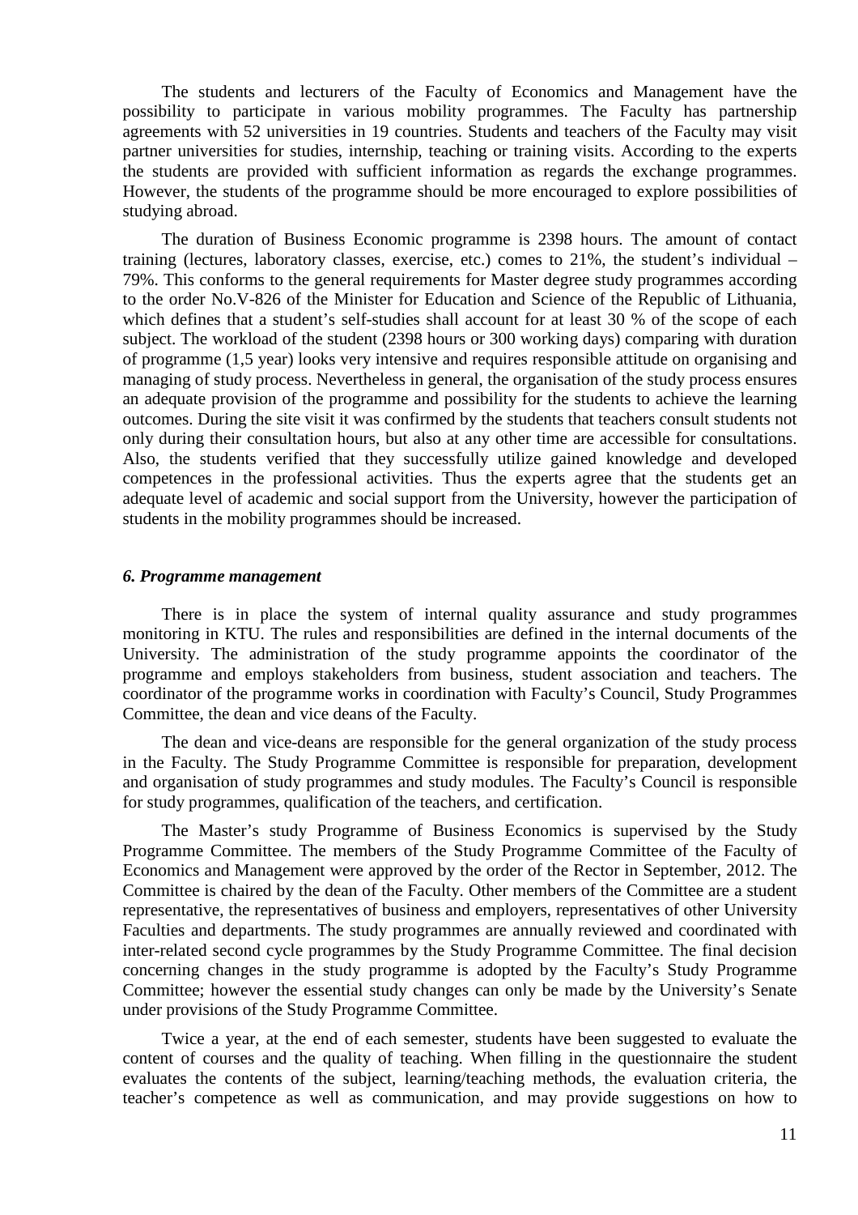The students and lecturers of the Faculty of Economics and Management have the possibility to participate in various mobility programmes. The Faculty has partnership agreements with 52 universities in 19 countries. Students and teachers of the Faculty may visit partner universities for studies, internship, teaching or training visits. According to the experts the students are provided with sufficient information as regards the exchange programmes. However, the students of the programme should be more encouraged to explore possibilities of studying abroad.

The duration of Business Economic programme is 2398 hours. The amount of contact training (lectures, laboratory classes, exercise, etc.) comes to 21%, the student's individual – 79%. This conforms to the general requirements for Master degree study programmes according to the order No.V-826 of the Minister for Education and Science of the Republic of Lithuania, which defines that a student's self-studies shall account for at least 30 % of the scope of each subject. The workload of the student (2398 hours or 300 working days) comparing with duration of programme (1,5 year) looks very intensive and requires responsible attitude on organising and managing of study process. Nevertheless in general, the organisation of the study process ensures an adequate provision of the programme and possibility for the students to achieve the learning outcomes. During the site visit it was confirmed by the students that teachers consult students not only during their consultation hours, but also at any other time are accessible for consultations. Also, the students verified that they successfully utilize gained knowledge and developed competences in the professional activities. Thus the experts agree that the students get an adequate level of academic and social support from the University, however the participation of students in the mobility programmes should be increased.

### *6. Programme management*

There is in place the system of internal quality assurance and study programmes monitoring in KTU. The rules and responsibilities are defined in the internal documents of the University. The administration of the study programme appoints the coordinator of the programme and employs stakeholders from business, student association and teachers. The coordinator of the programme works in coordination with Faculty's Council, Study Programmes Committee, the dean and vice deans of the Faculty.

The dean and vice-deans are responsible for the general organization of the study process in the Faculty. The Study Programme Committee is responsible for preparation, development and organisation of study programmes and study modules. The Faculty's Council is responsible for study programmes, qualification of the teachers, and certification.

The Master's study Programme of Business Economics is supervised by the Study Programme Committee. The members of the Study Programme Committee of the Faculty of Economics and Management were approved by the order of the Rector in September, 2012. The Committee is chaired by the dean of the Faculty. Other members of the Committee are a student representative, the representatives of business and employers, representatives of other University Faculties and departments. The study programmes are annually reviewed and coordinated with inter-related second cycle programmes by the Study Programme Committee. The final decision concerning changes in the study programme is adopted by the Faculty's Study Programme Committee; however the essential study changes can only be made by the University's Senate under provisions of the Study Programme Committee.

Twice a year, at the end of each semester, students have been suggested to evaluate the content of courses and the quality of teaching. When filling in the questionnaire the student evaluates the contents of the subject, learning/teaching methods, the evaluation criteria, the teacher's competence as well as communication, and may provide suggestions on how to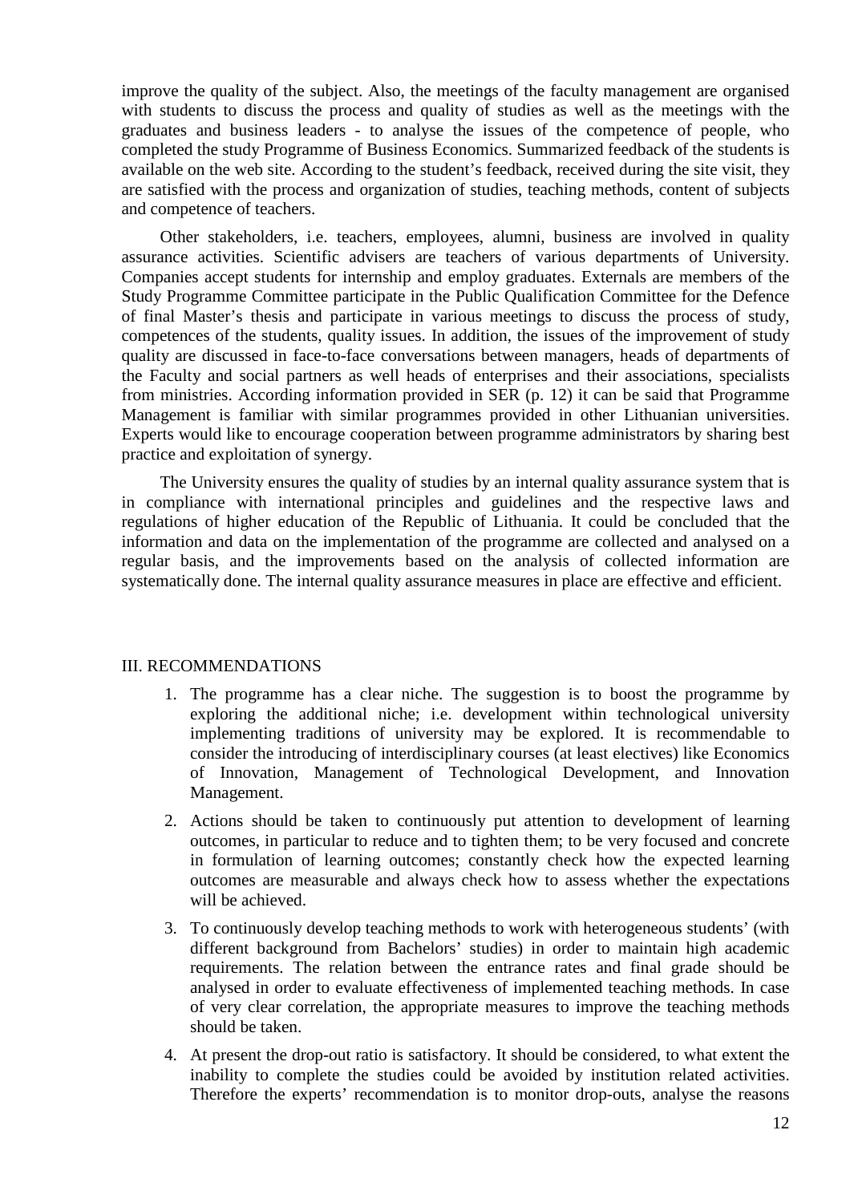improve the quality of the subject. Also, the meetings of the faculty management are organised with students to discuss the process and quality of studies as well as the meetings with the graduates and business leaders - to analyse the issues of the competence of people, who completed the study Programme of Business Economics. Summarized feedback of the students is available on the web site. According to the student's feedback, received during the site visit, they are satisfied with the process and organization of studies, teaching methods, content of subjects and competence of teachers.

Other stakeholders, i.e. teachers, employees, alumni, business are involved in quality assurance activities. Scientific advisers are teachers of various departments of University. Companies accept students for internship and employ graduates. Externals are members of the Study Programme Committee participate in the Public Qualification Committee for the Defence of final Master's thesis and participate in various meetings to discuss the process of study, competences of the students, quality issues. In addition, the issues of the improvement of study quality are discussed in face-to-face conversations between managers, heads of departments of the Faculty and social partners as well heads of enterprises and their associations, specialists from ministries. According information provided in SER (p. 12) it can be said that Programme Management is familiar with similar programmes provided in other Lithuanian universities. Experts would like to encourage cooperation between programme administrators by sharing best practice and exploitation of synergy.

The University ensures the quality of studies by an internal quality assurance system that is in compliance with international principles and guidelines and the respective laws and regulations of higher education of the Republic of Lithuania. It could be concluded that the information and data on the implementation of the programme are collected and analysed on a regular basis, and the improvements based on the analysis of collected information are systematically done. The internal quality assurance measures in place are effective and efficient.

## III. RECOMMENDATIONS

1. The programme has a clear niche. The suggestion is to boost the programme by exploring the additional niche; i.e. development within technological university implementing traditions of university may be explored. It is recommendable to consider the introducing of interdisciplinary courses (at least electives) like Economics of Innovation, Management of Technological Development, and Innovation Management.
2. Actions should be taken to continuously put attention to development of learning outcomes, in particular to reduce and to tighten them; to be very focused and concrete in formulation of learning outcomes; constantly check how the expected learning outcomes are measurable and always check how to assess whether the expectations will be achieved.
3. To continuously develop teaching methods to work with heterogeneous students' (with different background from Bachelors' studies) in order to maintain high academic requirements. The relation between the entrance rates and final grade should be analysed in order to evaluate effectiveness of implemented teaching methods. In case of very clear correlation, the appropriate measures to improve the teaching methods should be taken.
4. At present the drop-out ratio is satisfactory. It should be considered, to what extent the inability to complete the studies could be avoided by institution related activities. Therefore the experts' recommendation is to monitor drop-outs, analyse the reasons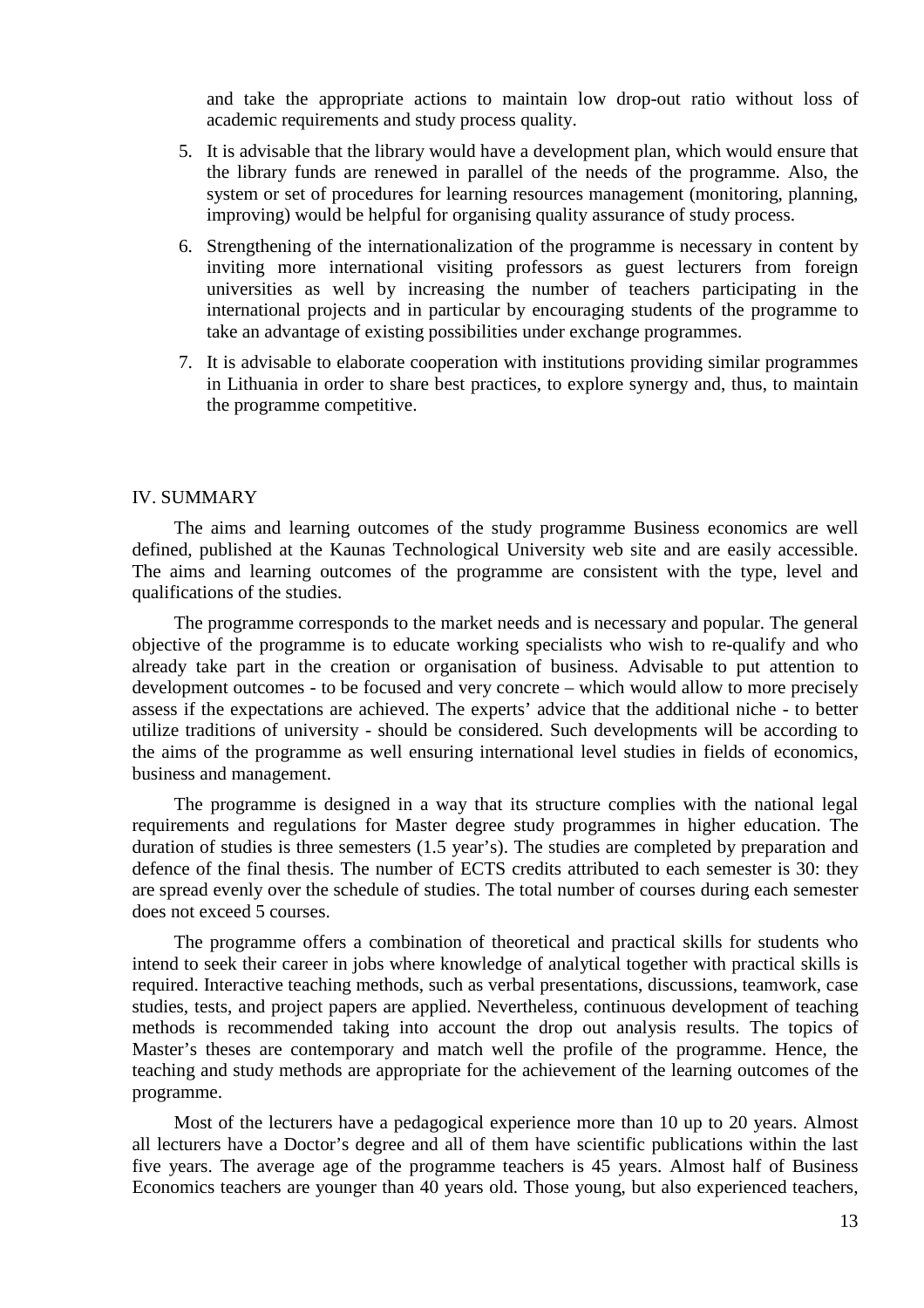and take the appropriate actions to maintain low drop-out ratio without loss of academic requirements and study process quality.

5. It is advisable that the library would have a development plan, which would ensure that the library funds are renewed in parallel of the needs of the programme. Also, the system or set of procedures for learning resources management (monitoring, planning, improving) would be helpful for organising quality assurance of study process.
6. Strengthening of the internationalization of the programme is necessary in content by inviting more international visiting professors as guest lecturers from foreign universities as well by increasing the number of teachers participating in the international projects and in particular by encouraging students of the programme to take an advantage of existing possibilities under exchange programmes.
7. It is advisable to elaborate cooperation with institutions providing similar programmes in Lithuania in order to share best practices, to explore synergy and, thus, to maintain the programme competitive.

## IV. SUMMARY

The aims and learning outcomes of the study programme Business economics are well defined, published at the Kaunas Technological University web site and are easily accessible. The aims and learning outcomes of the programme are consistent with the type, level and qualifications of the studies.

The programme corresponds to the market needs and is necessary and popular. The general objective of the programme is to educate working specialists who wish to re-qualify and who already take part in the creation or organisation of business. Advisable to put attention to development outcomes - to be focused and very concrete – which would allow to more precisely assess if the expectations are achieved. The experts' advice that the additional niche - to better utilize traditions of university - should be considered. Such developments will be according to the aims of the programme as well ensuring international level studies in fields of economics, business and management.

The programme is designed in a way that its structure complies with the national legal requirements and regulations for Master degree study programmes in higher education. The duration of studies is three semesters (1.5 year's). The studies are completed by preparation and defence of the final thesis. The number of ECTS credits attributed to each semester is 30: they are spread evenly over the schedule of studies. The total number of courses during each semester does not exceed 5 courses.

The programme offers a combination of theoretical and practical skills for students who intend to seek their career in jobs where knowledge of analytical together with practical skills is required. Interactive teaching methods, such as verbal presentations, discussions, teamwork, case studies, tests, and project papers are applied. Nevertheless, continuous development of teaching methods is recommended taking into account the drop out analysis results. The topics of Master's theses are contemporary and match well the profile of the programme. Hence, the teaching and study methods are appropriate for the achievement of the learning outcomes of the programme.

Most of the lecturers have a pedagogical experience more than 10 up to 20 years. Almost all lecturers have a Doctor's degree and all of them have scientific publications within the last five years. The average age of the programme teachers is 45 years. Almost half of Business Economics teachers are younger than 40 years old. Those young, but also experienced teachers,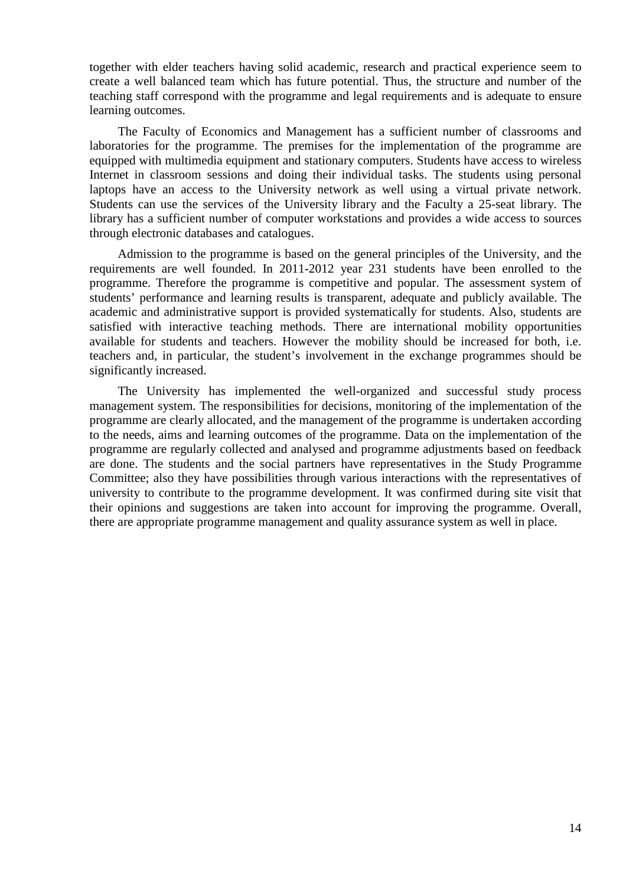together with elder teachers having solid academic, research and practical experience seem to create a well balanced team which has future potential. Thus, the structure and number of the teaching staff correspond with the programme and legal requirements and is adequate to ensure learning outcomes.

The Faculty of Economics and Management has a sufficient number of classrooms and laboratories for the programme. The premises for the implementation of the programme are equipped with multimedia equipment and stationary computers. Students have access to wireless Internet in classroom sessions and doing their individual tasks. The students using personal laptops have an access to the University network as well using a virtual private network. Students can use the services of the University library and the Faculty a 25-seat library. The library has a sufficient number of computer workstations and provides a wide access to sources through electronic databases and catalogues.

Admission to the programme is based on the general principles of the University, and the requirements are well founded. In 2011-2012 year 231 students have been enrolled to the programme. Therefore the programme is competitive and popular. The assessment system of students' performance and learning results is transparent, adequate and publicly available. The academic and administrative support is provided systematically for students. Also, students are satisfied with interactive teaching methods. There are international mobility opportunities available for students and teachers. However the mobility should be increased for both, i.e. teachers and, in particular, the student's involvement in the exchange programmes should be significantly increased.

The University has implemented the well-organized and successful study process management system. The responsibilities for decisions, monitoring of the implementation of the programme are clearly allocated, and the management of the programme is undertaken according to the needs, aims and learning outcomes of the programme. Data on the implementation of the programme are regularly collected and analysed and programme adjustments based on feedback are done. The students and the social partners have representatives in the Study Programme Committee; also they have possibilities through various interactions with the representatives of university to contribute to the programme development. It was confirmed during site visit that their opinions and suggestions are taken into account for improving the programme. Overall, there are appropriate programme management and quality assurance system as well in place.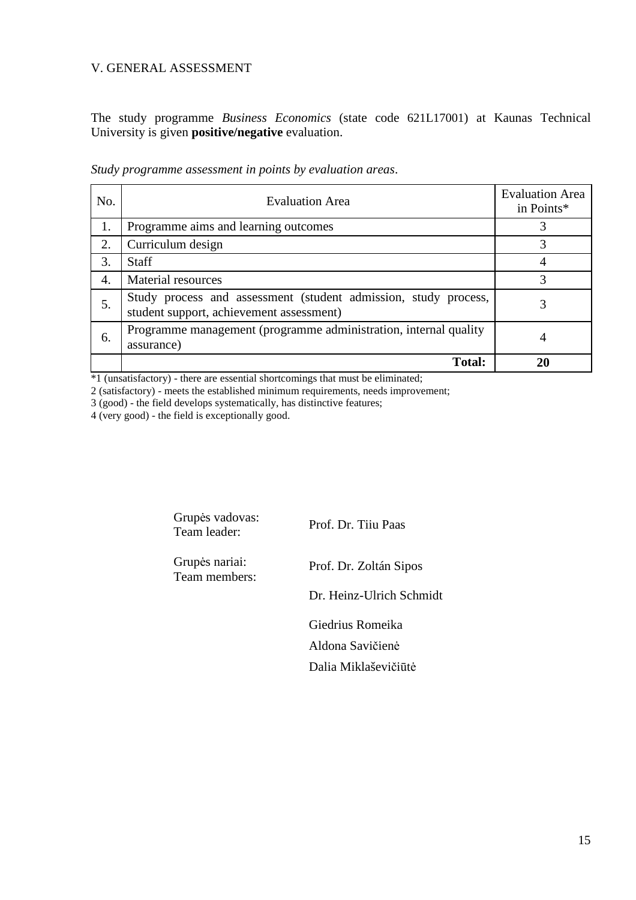## V. GENERAL ASSESSMENT

The study programme *Business Economics* (state code 621L17001) at Kaunas Technical University is given **positive/negative** evaluation.

*Study programme assessment in points by evaluation areas*.

| No. | Evaluation Area | Evaluation Area in Points* |
|---|---|---|
| 1. | Programme aims and learning outcomes | 3 |
| 2. | Curriculum design | 3 |
| 3. | Staff | 4 |
| 4. | Material resources | 3 |
| 5. | Study process and assessment (student admission, study process, student support, achievement assessment) | 3 |
| 6. | Programme management (programme administration, internal quality assurance) | 4 |
| | **Total:** | **20** |

*1 (unsatisfactory) - there are essential shortcomings that must be eliminated;
2 (satisfactory) - meets the established minimum requirements, needs improvement;
3 (good) - the field develops systematically, has distinctive features;
4 (very good) - the field is exceptionally good.

Grupės vadovas:
Team leader: Prof. Dr. Tiiu Paas

Grupės nariai:
Team members: Prof. Dr. Zoltán Sipos

Dr. Heinz-Ulrich Schmidt

Giedrius Romeika

Aldona Savičienė

Dalia Miklaševičiūtė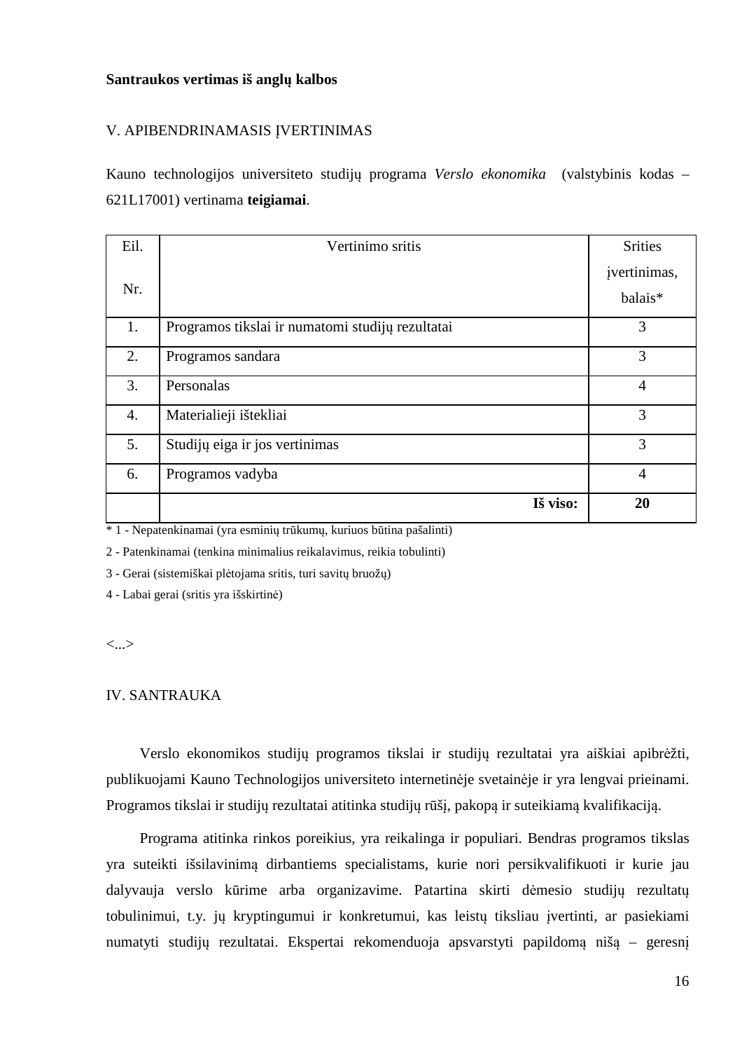**Santraukos vertimas iš anglų kalbos**

V. APIBENDRINAMASIS ĮVERTINIMAS

Kauno technologijos universiteto studijų programa *Verslo ekonomika* (valstybinis kodas – 621L17001) vertinama **teigiamai**.

| Eil. Nr. | Vertinimo sritis | Srities įvertinimas, balais* |
|---|---|---|
| 1. | Programos tikslai ir numatomi studijų rezultatai | 3 |
| 2. | Programos sandara | 3 |
| 3. | Personalas | 4 |
| 4. | Materialieji ištekliai | 3 |
| 5. | Studijų eiga ir jos vertinimas | 3 |
| 6. | Programos vadyba | 4 |
| | **Iš viso:** | **20** |

\* 1 - Nepatenkinamai (yra esminių trūkumų, kuriuos būtina pašalinti)

2 - Patenkinamai (tenkina minimalius reikalavimus, reikia tobulinti)

3 - Gerai (sistemiškai plėtojama sritis, turi savitų bruožų)

4 - Labai gerai (sritis yra išskirtinė)

<...>

IV. SANTRAUKA

Verslo ekonomikos studijų programos tikslai ir studijų rezultatai yra aiškiai apibrėžti, publikuojami Kauno Technologijos universiteto internetinėje svetainėje ir yra lengvai prieinami. Programos tikslai ir studijų rezultatai atitinka studijų rūšį, pakopą ir suteikiamą kvalifikaciją.

Programa atitinka rinkos poreikius, yra reikalinga ir populiari. Bendras programos tikslas yra suteikti išsilavinimą dirbantiems specialistams, kurie nori persikvalifikuoti ir kurie jau dalyvauja verslo kūrime arba organizavime. Patartina skirti dėmesio studijų rezultatų tobulinimui, t.y. jų kryptingumui ir konkretumui, kas leistų tiksliau įvertinti, ar pasiekiami numatyti studijų rezultatai. Ekspertai rekomenduoja apsvarstyti papildomą nišą – geresnį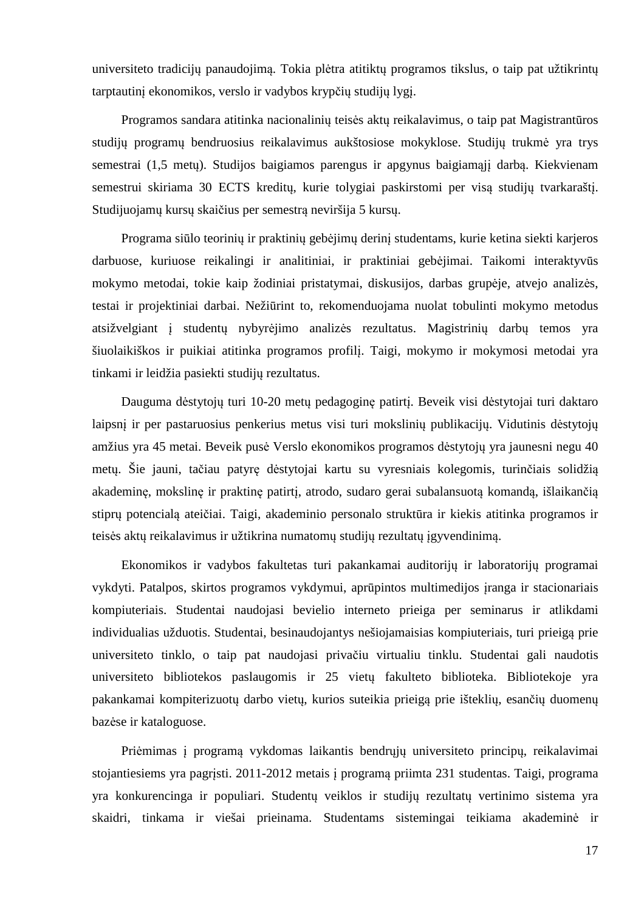universiteto tradicijų panaudojimą. Tokia plėtra atitiktų programos tikslus, o taip pat užtikrintų tarptautinį ekonomikos, verslo ir vadybos krypčių studijų lygį.

Programos sandara atitinka nacionalinių teisės aktų reikalavimus, o taip pat Magistrantūros studijų programų bendruosius reikalavimus aukštosiose mokyklose. Studijų trukmė yra trys semestrai (1,5 metų). Studijos baigiamos parengus ir apgynus baigiamąjį darbą. Kiekvienam semestrui skiriama 30 ECTS kreditų, kurie tolygiai paskirstomi per visą studijų tvarkaraštį. Studijuojamų kursų skaičius per semestrą neviršija 5 kursų.

Programa siūlo teorinių ir praktinių gebėjimų derinį studentams, kurie ketina siekti karjeros darbuose, kuriuose reikalingi ir analitiniai, ir praktiniai gebėjimai. Taikomi interaktyvūs mokymo metodai, tokie kaip žodiniai pristatymai, diskusijos, darbas grupėje, atvejo analizės, testai ir projektiniai darbai. Nežiūrint to, rekomenduojama nuolat tobulinti mokymo metodus atsižvelgiant į studentų nybyrėjimo analizės rezultatus. Magistrinių darbų temos yra šiuolaikiškos ir puikiai atitinka programos profilį. Taigi, mokymo ir mokymosi metodai yra tinkami ir leidžia pasiekti studijų rezultatus.

Dauguma dėstytojų turi 10-20 metų pedagoginę patirtį. Beveik visi dėstytojai turi daktaro laipsnį ir per pastaruosius penkerius metus visi turi mokslinių publikacijų. Vidutinis dėstytojų amžius yra 45 metai. Beveik pusė Verslo ekonomikos programos dėstytojų yra jaunesni negu 40 metų. Šie jauni, tačiau patyrę dėstytojai kartu su vyresniais kolegomis, turinčiais solidžią akademinę, mokslinę ir praktinę patirtį, atrodo, sudaro gerai subalansuotą komandą, išlaikančią stiprų potencialą ateičiai. Taigi, akademinio personalo struktūra ir kiekis atitinka programos ir teisės aktų reikalavimus ir užtikrina numatomų studijų rezultatų įgyvendinimą.

Ekonomikos ir vadybos fakultetas turi pakankamai auditorijų ir laboratorijų programai vykdyti. Patalpos, skirtos programos vykdymui, aprūpintos multimedijos įranga ir stacionariais kompiuteriais. Studentai naudojasi bevielio interneto prieiga per seminarus ir atlikdami individualias užduotis. Studentai, besinaudojantys nešiojamaisias kompiuteriais, turi prieigą prie universiteto tinklo, o taip pat naudojasi privačiu virtualiu tinklu. Studentai gali naudotis universiteto bibliotekos paslaugomis ir 25 vietų fakulteto biblioteka. Bibliotekoje yra pakankamai kompiterizuotų darbo vietų, kurios suteikia prieigą prie išteklių, esančių duomenų bazėse ir kataloguose.

Priėmimas į programą vykdomas laikantis bendrųjų universiteto principų, reikalavimai stojantiesiems yra pagrįsti. 2011-2012 metais į programą priimta 231 studentas. Taigi, programa yra konkurencinga ir populiari. Studentų veiklos ir studijų rezultatų vertinimo sistema yra skaidri, tinkama ir viešai prieinama. Studentams sistemingai teikiama akademinė ir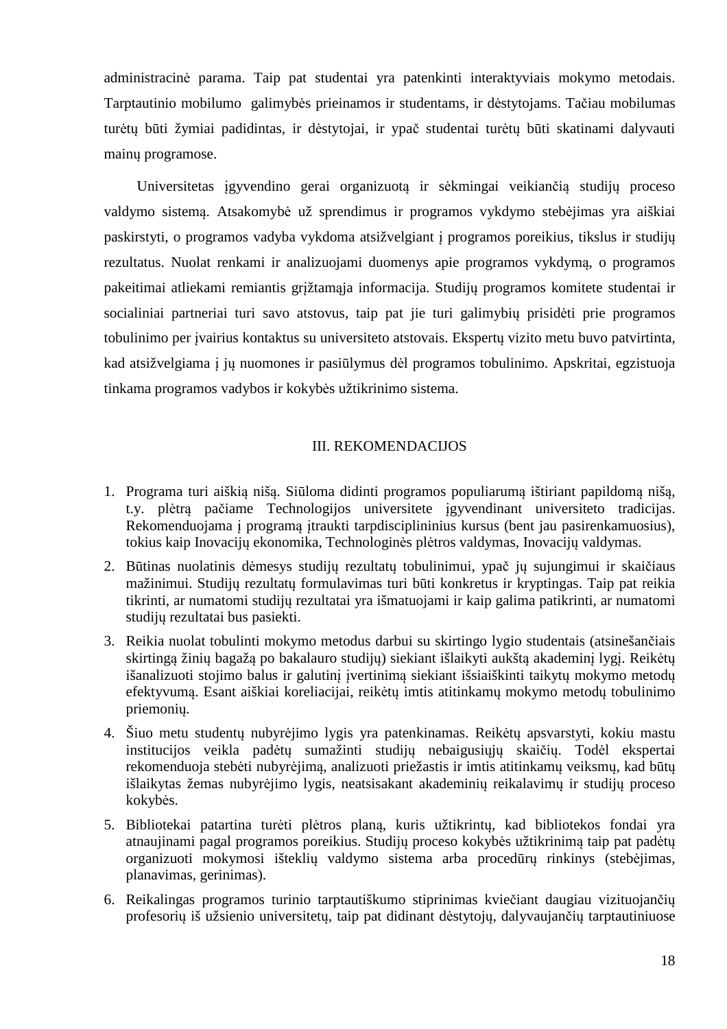administracinė parama. Taip pat studentai yra patenkinti interaktyviais mokymo metodais. Tarptautinio mobilumo galimybės prieinamos ir studentams, ir dėstytojams. Tačiau mobilumas turėtų būti žymiai padidintas, ir dėstytojai, ir ypač studentai turėtų būti skatinami dalyvauti mainų programose.

Universitetas įgyvendino gerai organizuotą ir sėkmingai veikiančią studijų proceso valdymo sistemą. Atsakomybė už sprendimus ir programos vykdymo stebėjimas yra aiškiai paskirstyti, o programos vadyba vykdoma atsižvelgiant į programos poreikius, tikslus ir studijų rezultatus. Nuolat renkami ir analizuojami duomenys apie programos vykdymą, o programos pakeitimai atliekami remiantis grįžtamąja informacija. Studijų programos komitete studentai ir socialiniai partneriai turi savo atstovus, taip pat jie turi galimybių prisidėti prie programos tobulinimo per įvairius kontaktus su universiteto atstovais. Ekspertų vizito metu buvo patvirtinta, kad atsižvelgiama į jų nuomones ir pasiūlymus dėl programos tobulinimo. Apskritai, egzistuoja tinkama programos vadybos ir kokybės užtikrinimo sistema.

## III. REKOMENDACIJOS

1. Programa turi aiškią nišą. Siūloma didinti programos populiarumą ištiriant papildomą nišą, t.y. plėtrą pačiame Technologijos universitete įgyvendinant universiteto tradicijas. Rekomenduojama į programą įtraukti tarpdisciplininius kursus (bent jau pasirenkamuosius), tokius kaip Inovacijų ekonomika, Technologinės plėtros valdymas, Inovacijų valdymas.
2. Būtinas nuolatinis dėmesys studijų rezultatų tobulinimui, ypač jų sujungimui ir skaičiaus mažinimui. Studijų rezultatų formulavimas turi būti konkretus ir kryptingas. Taip pat reikia tikrinti, ar numatomi studijų rezultatai yra išmatuojami ir kaip galima patikrinti, ar numatomi studijų rezultatai bus pasiekti.
3. Reikia nuolat tobulinti mokymo metodus darbui su skirtingo lygio studentais (atsinešančiais skirtingą žinių bagažą po bakalauro studijų) siekiant išlaikyti aukštą akademinį lygį. Reikėtų išanalizuoti stojimo balus ir galutinį įvertinimą siekiant išsiaiškinti taikytų mokymo metodų efektyvumą. Esant aiškiai koreliacijai, reikėtų imtis atitinkamų mokymo metodų tobulinimo priemonių.
4. Šiuo metu studentų nubyrėjimo lygis yra patenkinamas. Reikėtų apsvarstyti, kokiu mastu institucijos veikla padėtų sumažinti studijų nebaigusiųjų skaičių. Todėl ekspertai rekomenduoja stebėti nubyrėjimą, analizuoti priežastis ir imtis atitinkamų veiksmų, kad būtų išlaikytas žemas nubyrėjimo lygis, neatsisakant akademinių reikalavimų ir studijų proceso kokybės.
5. Bibliotekai patartina turėti plėtros planą, kuris užtikrintų, kad bibliotekos fondai yra atnaujinami pagal programos poreikius. Studijų proceso kokybės užtikrinimą taip pat padėtų organizuoti mokymosi išteklių valdymo sistema arba procedūrų rinkinys (stebėjimas, planavimas, gerinimas).
6. Reikalingas programos turinio tarptautiškumo stiprinimas kviečiant daugiau vizituojančių profesorių iš užsienio universitetų, taip pat didinant dėstytojų, dalyvaujančių tarptautiniuose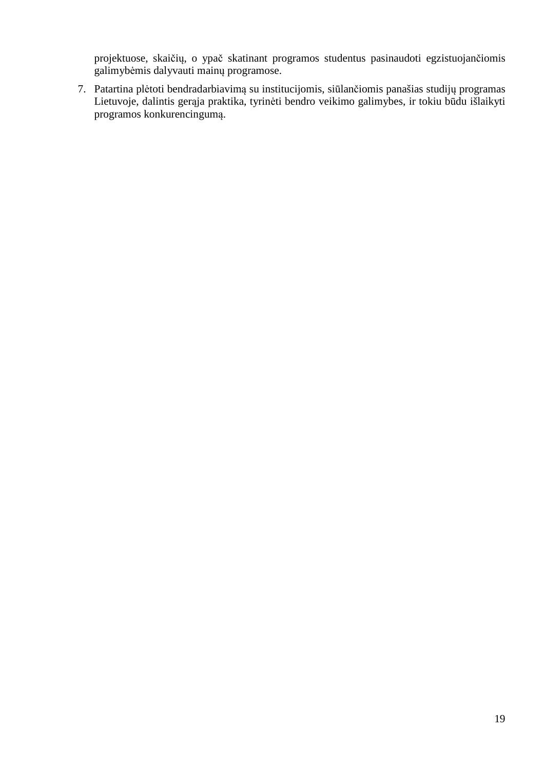projektuose, skaičių, o ypač skatinant programos studentus pasinaudoti egzistuojančiomis galimybėmis dalyvauti mainų programose.

7. Patartina plėtoti bendradarbiavimą su institucijomis, siūlančiomis panašias studijų programas Lietuvoje, dalintis gerąja praktika, tyrinėti bendro veikimo galimybes, ir tokiu būdu išlaikyti programos konkurencingumą.